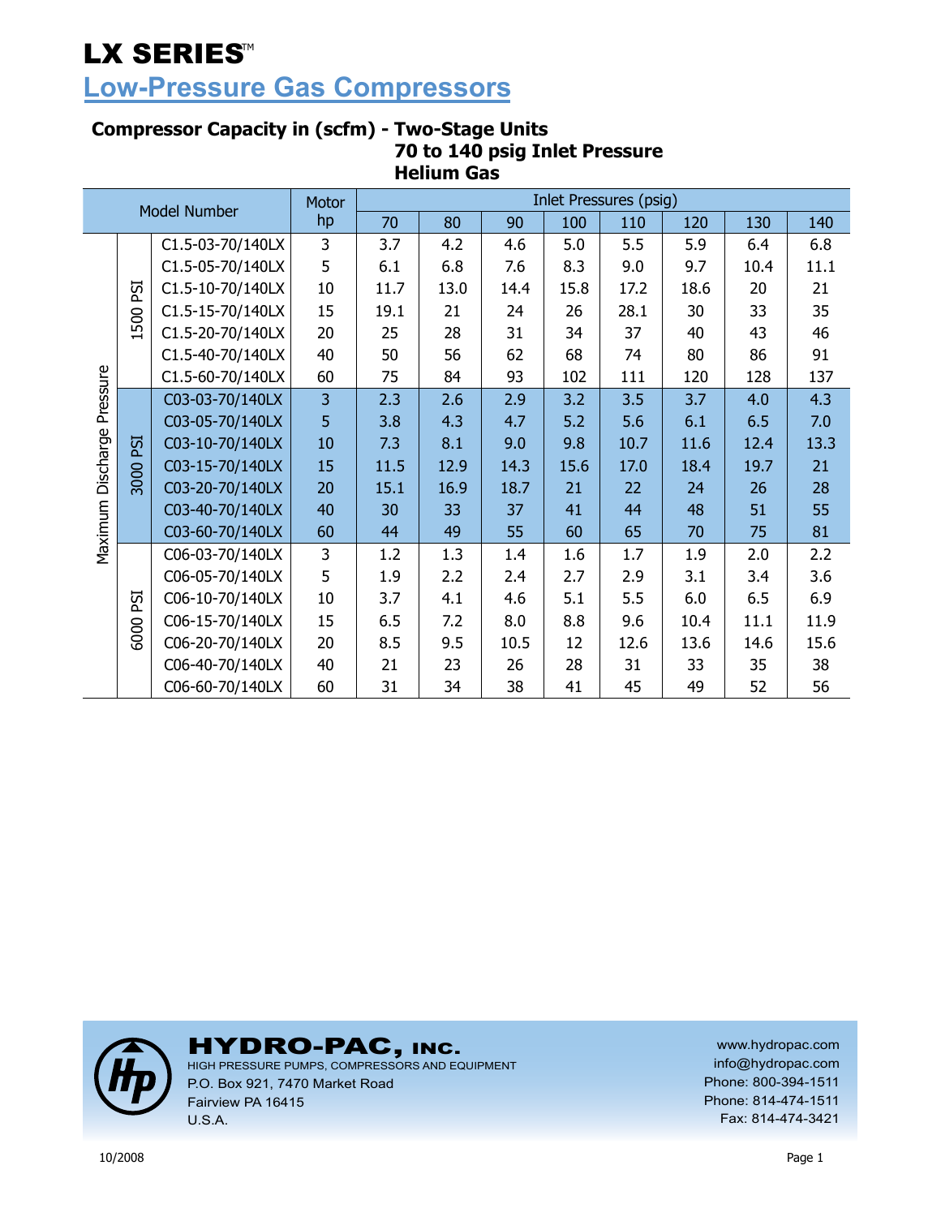# LX SERIES™

## Low-Pressure Gas Compressors

### Compressor Capacity in (scfm) - Two-Stage Units
### 70 to 140 psig Inlet Pressure
### Helium Gas

| Maximum Discharge Pressure | | Model Number | Motor hp | Inlet Pressures (psig) | | | | | | | |
|---|---|---|---|---|---|---|---|---|---|---|---|
| | | | | 70 | 80 | 90 | 100 | 110 | 120 | 130 | 140 |
| | 1500 PSI | C1.5-03-70/140LX | 3 | 3.7 | 4.2 | 4.6 | 5.0 | 5.5 | 5.9 | 6.4 | 6.8 |
| | | C1.5-05-70/140LX | 5 | 6.1 | 6.8 | 7.6 | 8.3 | 9.0 | 9.7 | 10.4 | 11.1 |
| | | C1.5-10-70/140LX | 10 | 11.7 | 13.0 | 14.4 | 15.8 | 17.2 | 18.6 | 20 | 21 |
| | | C1.5-15-70/140LX | 15 | 19.1 | 21 | 24 | 26 | 28.1 | 30 | 33 | 35 |
| | | C1.5-20-70/140LX | 20 | 25 | 28 | 31 | 34 | 37 | 40 | 43 | 46 |
| | | C1.5-40-70/140LX | 40 | 50 | 56 | 62 | 68 | 74 | 80 | 86 | 91 |
| | | C1.5-60-70/140LX | 60 | 75 | 84 | 93 | 102 | 111 | 120 | 128 | 137 |
| | 3000 PSI | C03-03-70/140LX | 3 | 2.3 | 2.6 | 2.9 | 3.2 | 3.5 | 3.7 | 4.0 | 4.3 |
| | | C03-05-70/140LX | 5 | 3.8 | 4.3 | 4.7 | 5.2 | 5.6 | 6.1 | 6.5 | 7.0 |
| | | C03-10-70/140LX | 10 | 7.3 | 8.1 | 9.0 | 9.8 | 10.7 | 11.6 | 12.4 | 13.3 |
| | | C03-15-70/140LX | 15 | 11.5 | 12.9 | 14.3 | 15.6 | 17.0 | 18.4 | 19.7 | 21 |
| | | C03-20-70/140LX | 20 | 15.1 | 16.9 | 18.7 | 21 | 22 | 24 | 26 | 28 |
| | | C03-40-70/140LX | 40 | 30 | 33 | 37 | 41 | 44 | 48 | 51 | 55 |
| | | C03-60-70/140LX | 60 | 44 | 49 | 55 | 60 | 65 | 70 | 75 | 81 |
| | 6000 PSI | C06-03-70/140LX | 3 | 1.2 | 1.3 | 1.4 | 1.6 | 1.7 | 1.9 | 2.0 | 2.2 |
| | | C06-05-70/140LX | 5 | 1.9 | 2.2 | 2.4 | 2.7 | 2.9 | 3.1 | 3.4 | 3.6 |
| | | C06-10-70/140LX | 10 | 3.7 | 4.1 | 4.6 | 5.1 | 5.5 | 6.0 | 6.5 | 6.9 |
| | | C06-15-70/140LX | 15 | 6.5 | 7.2 | 8.0 | 8.8 | 9.6 | 10.4 | 11.1 | 11.9 |
| | | C06-20-70/140LX | 20 | 8.5 | 9.5 | 10.5 | 12 | 12.6 | 13.6 | 14.6 | 15.6 |
| | | C06-40-70/140LX | 40 | 21 | 23 | 26 | 28 | 31 | 33 | 35 | 38 |
| | | C06-60-70/140LX | 60 | 31 | 34 | 38 | 41 | 45 | 49 | 52 | 56 |

**HYDRO-PAC, INC.**
HIGH PRESSURE PUMPS, COMPRESSORS AND EQUIPMENT
P.O. Box 921, 7470 Market Road
Fairview PA 16415
U.S.A.

www.hydropac.com
info@hydropac.com
Phone: 800-394-1511
Phone: 814-474-1511
Fax: 814-474-3421

10/2008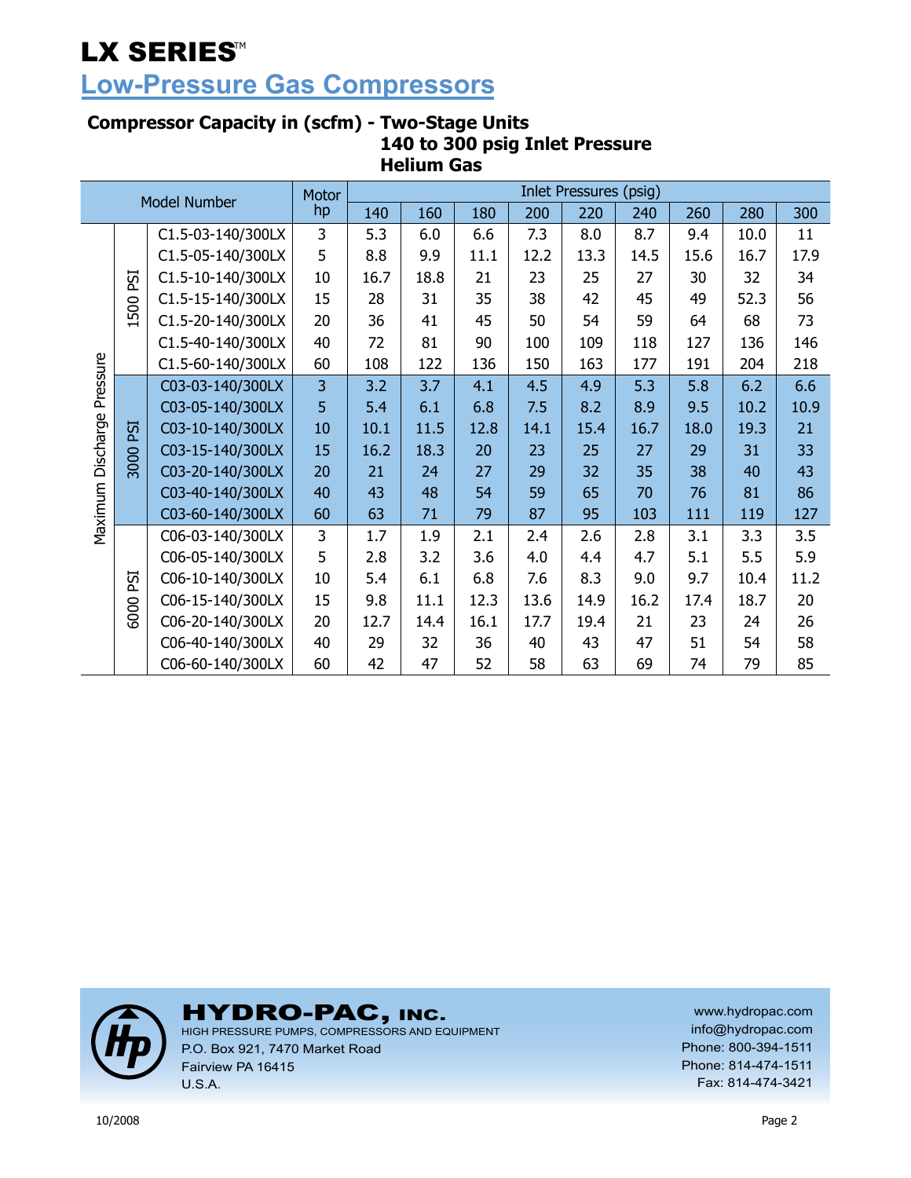# LX SERIES™

## Low-Pressure Gas Compressors

### Compressor Capacity in (scfm) - Two-Stage Units
### 140 to 300 psig Inlet Pressure
### Helium Gas

| Maximum Discharge Pressure | | Model Number | Motor hp | Inlet Pressures (psig) | | | | | | | | |
|---|---|---|---|---|---|---|---|---|---|---|---|---|
| | | | | 140 | 160 | 180 | 200 | 220 | 240 | 260 | 280 | 300 |
| | 1500 PSI | C1.5-03-140/300LX | 3 | 5.3 | 6.0 | 6.6 | 7.3 | 8.0 | 8.7 | 9.4 | 10.0 | 11 |
| | 1500 PSI | C1.5-05-140/300LX | 5 | 8.8 | 9.9 | 11.1 | 12.2 | 13.3 | 14.5 | 15.6 | 16.7 | 17.9 |
| | 1500 PSI | C1.5-10-140/300LX | 10 | 16.7 | 18.8 | 21 | 23 | 25 | 27 | 30 | 32 | 34 |
| | 1500 PSI | C1.5-15-140/300LX | 15 | 28 | 31 | 35 | 38 | 42 | 45 | 49 | 52.3 | 56 |
| | 1500 PSI | C1.5-20-140/300LX | 20 | 36 | 41 | 45 | 50 | 54 | 59 | 64 | 68 | 73 |
| | 1500 PSI | C1.5-40-140/300LX | 40 | 72 | 81 | 90 | 100 | 109 | 118 | 127 | 136 | 146 |
| | 1500 PSI | C1.5-60-140/300LX | 60 | 108 | 122 | 136 | 150 | 163 | 177 | 191 | 204 | 218 |
| | 3000 PSI | C03-03-140/300LX | 3 | 3.2 | 3.7 | 4.1 | 4.5 | 4.9 | 5.3 | 5.8 | 6.2 | 6.6 |
| | 3000 PSI | C03-05-140/300LX | 5 | 5.4 | 6.1 | 6.8 | 7.5 | 8.2 | 8.9 | 9.5 | 10.2 | 10.9 |
| | 3000 PSI | C03-10-140/300LX | 10 | 10.1 | 11.5 | 12.8 | 14.1 | 15.4 | 16.7 | 18.0 | 19.3 | 21 |
| | 3000 PSI | C03-15-140/300LX | 15 | 16.2 | 18.3 | 20 | 23 | 25 | 27 | 29 | 31 | 33 |
| | 3000 PSI | C03-20-140/300LX | 20 | 21 | 24 | 27 | 29 | 32 | 35 | 38 | 40 | 43 |
| | 3000 PSI | C03-40-140/300LX | 40 | 43 | 48 | 54 | 59 | 65 | 70 | 76 | 81 | 86 |
| | 3000 PSI | C03-60-140/300LX | 60 | 63 | 71 | 79 | 87 | 95 | 103 | 111 | 119 | 127 |
| | 6000 PSI | C06-03-140/300LX | 3 | 1.7 | 1.9 | 2.1 | 2.4 | 2.6 | 2.8 | 3.1 | 3.3 | 3.5 |
| | 6000 PSI | C06-05-140/300LX | 5 | 2.8 | 3.2 | 3.6 | 4.0 | 4.4 | 4.7 | 5.1 | 5.5 | 5.9 |
| | 6000 PSI | C06-10-140/300LX | 10 | 5.4 | 6.1 | 6.8 | 7.6 | 8.3 | 9.0 | 9.7 | 10.4 | 11.2 |
| | 6000 PSI | C06-15-140/300LX | 15 | 9.8 | 11.1 | 12.3 | 13.6 | 14.9 | 16.2 | 17.4 | 18.7 | 20 |
| | 6000 PSI | C06-20-140/300LX | 20 | 12.7 | 14.4 | 16.1 | 17.7 | 19.4 | 21 | 23 | 24 | 26 |
| | 6000 PSI | C06-40-140/300LX | 40 | 29 | 32 | 36 | 40 | 43 | 47 | 51 | 54 | 58 |
| | 6000 PSI | C06-60-140/300LX | 60 | 42 | 47 | 52 | 58 | 63 | 69 | 74 | 79 | 85 |

**HYDRO-PAC, INC.**
HIGH PRESSURE PUMPS, COMPRESSORS AND EQUIPMENT
P.O. Box 921, 7470 Market Road
Fairview PA 16415
U.S.A.

www.hydropac.com
info@hydropac.com
Phone: 800-394-1511
Phone: 814-474-1511
Fax: 814-474-3421

10/2008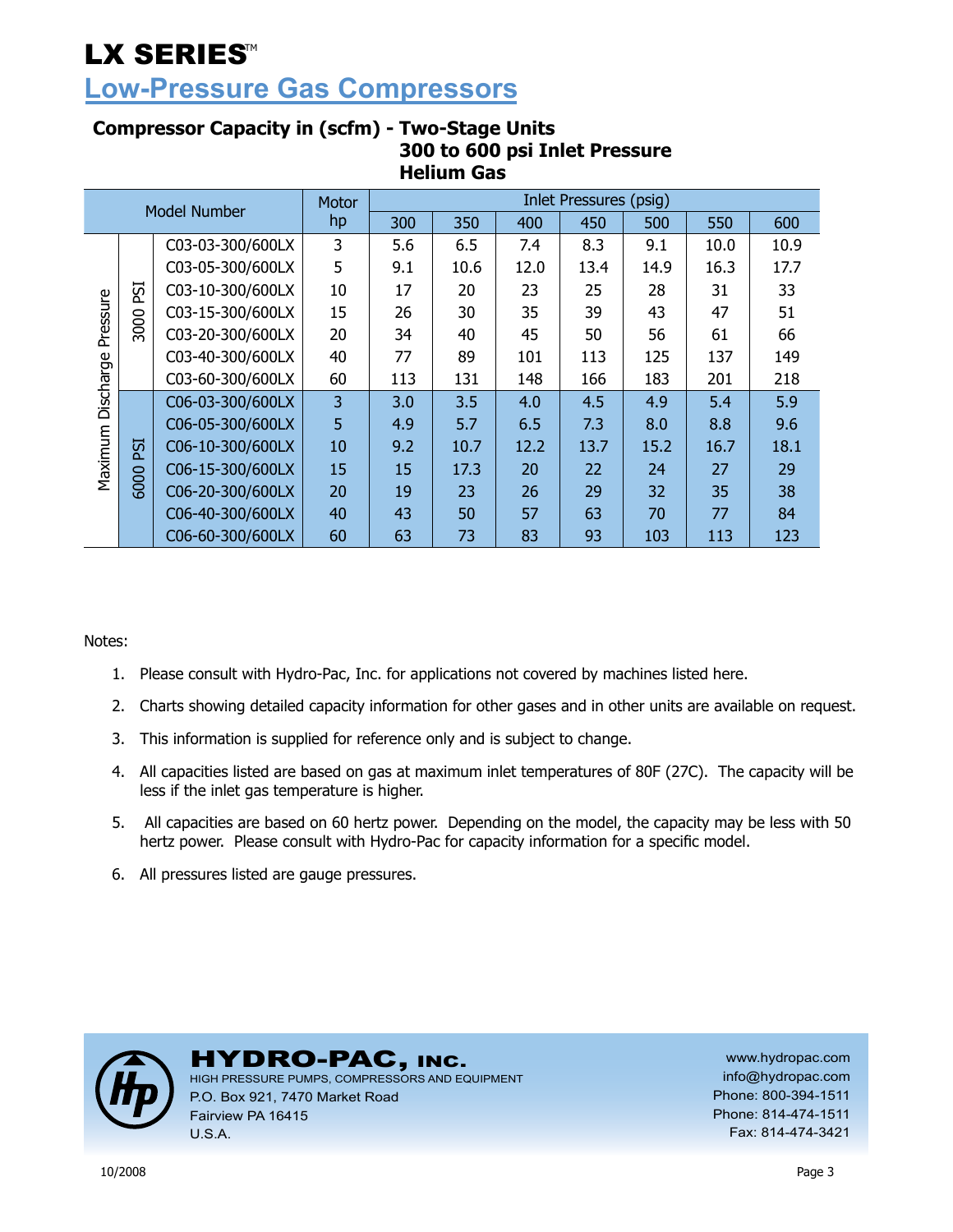# LX SERIES™

## Low-Pressure Gas Compressors

### Compressor Capacity in (scfm) - Two-Stage Units
### 300 to 600 psi Inlet Pressure
### Helium Gas

| Maximum Discharge Pressure | | Model Number | Motor hp | Inlet Pressures (psig) | | | | | | |
|---|---|---|---|---|---|---|---|---|---|---|
| | | | | 300 | 350 | 400 | 450 | 500 | 550 | 600 |
| | 3000 PSI | C03-03-300/600LX | 3 | 5.6 | 6.5 | 7.4 | 8.3 | 9.1 | 10.0 | 10.9 |
| | 3000 PSI | C03-05-300/600LX | 5 | 9.1 | 10.6 | 12.0 | 13.4 | 14.9 | 16.3 | 17.7 |
| | 3000 PSI | C03-10-300/600LX | 10 | 17 | 20 | 23 | 25 | 28 | 31 | 33 |
| | 3000 PSI | C03-15-300/600LX | 15 | 26 | 30 | 35 | 39 | 43 | 47 | 51 |
| | 3000 PSI | C03-20-300/600LX | 20 | 34 | 40 | 45 | 50 | 56 | 61 | 66 |
| | 3000 PSI | C03-40-300/600LX | 40 | 77 | 89 | 101 | 113 | 125 | 137 | 149 |
| | 3000 PSI | C03-60-300/600LX | 60 | 113 | 131 | 148 | 166 | 183 | 201 | 218 |
| | 6000 PSI | C06-03-300/600LX | 3 | 3.0 | 3.5 | 4.0 | 4.5 | 4.9 | 5.4 | 5.9 |
| | 6000 PSI | C06-05-300/600LX | 5 | 4.9 | 5.7 | 6.5 | 7.3 | 8.0 | 8.8 | 9.6 |
| | 6000 PSI | C06-10-300/600LX | 10 | 9.2 | 10.7 | 12.2 | 13.7 | 15.2 | 16.7 | 18.1 |
| | 6000 PSI | C06-15-300/600LX | 15 | 15 | 17.3 | 20 | 22 | 24 | 27 | 29 |
| | 6000 PSI | C06-20-300/600LX | 20 | 19 | 23 | 26 | 29 | 32 | 35 | 38 |
| | 6000 PSI | C06-40-300/600LX | 40 | 43 | 50 | 57 | 63 | 70 | 77 | 84 |
| | 6000 PSI | C06-60-300/600LX | 60 | 63 | 73 | 83 | 93 | 103 | 113 | 123 |

Notes:

1. Please consult with Hydro-Pac, Inc. for applications not covered by machines listed here.
2. Charts showing detailed capacity information for other gases and in other units are available on request.
3. This information is supplied for reference only and is subject to change.
4. All capacities listed are based on gas at maximum inlet temperatures of 80F (27C). The capacity will be less if the inlet gas temperature is higher.
5. All capacities are based on 60 hertz power. Depending on the model, the capacity may be less with 50 hertz power. Please consult with Hydro-Pac for capacity information for a specific model.
6. All pressures listed are gauge pressures.

**HYDRO-PAC, INC.**
HIGH PRESSURE PUMPS, COMPRESSORS AND EQUIPMENT
P.O. Box 921, 7470 Market Road
Fairview PA 16415
U.S.A.

www.hydropac.com
info@hydropac.com
Phone: 800-394-1511
Phone: 814-474-1511
Fax: 814-474-3421

10/2008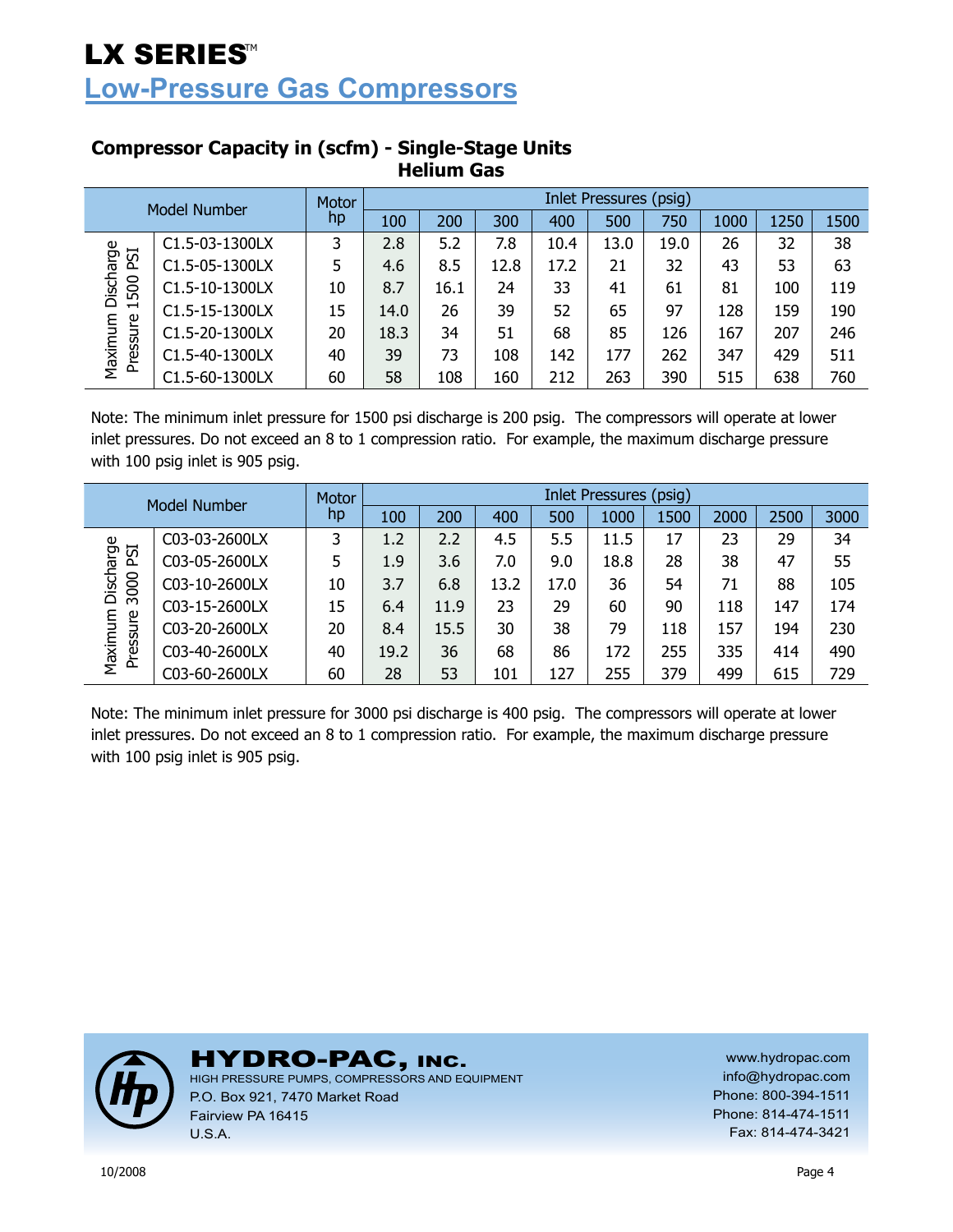# LX SERIES™

## Low-Pressure Gas Compressors

### Compressor Capacity in (scfm) - Single-Stage Units

**Helium Gas**

| | Model Number | Motor hp | Inlet Pressures (psig) | | | | | | | | |
|---|---|---|---|---|---|---|---|---|---|---|---|
| | | | 100 | 200 | 300 | 400 | 500 | 750 | 1000 | 1250 | 1500 |
| Maximum Discharge Pressure 1500 PSI | C1.5-03-1300LX | 3 | 2.8 | 5.2 | 7.8 | 10.4 | 13.0 | 19.0 | 26 | 32 | 38 |
| | C1.5-05-1300LX | 5 | 4.6 | 8.5 | 12.8 | 17.2 | 21 | 32 | 43 | 53 | 63 |
| | C1.5-10-1300LX | 10 | 8.7 | 16.1 | 24 | 33 | 41 | 61 | 81 | 100 | 119 |
| | C1.5-15-1300LX | 15 | 14.0 | 26 | 39 | 52 | 65 | 97 | 128 | 159 | 190 |
| | C1.5-20-1300LX | 20 | 18.3 | 34 | 51 | 68 | 85 | 126 | 167 | 207 | 246 |
| | C1.5-40-1300LX | 40 | 39 | 73 | 108 | 142 | 177 | 262 | 347 | 429 | 511 |
| | C1.5-60-1300LX | 60 | 58 | 108 | 160 | 212 | 263 | 390 | 515 | 638 | 760 |

Note: The minimum inlet pressure for 1500 psi discharge is 200 psig. The compressors will operate at lower inlet pressures. Do not exceed an 8 to 1 compression ratio. For example, the maximum discharge pressure with 100 psig inlet is 905 psig.

| | Model Number | Motor hp | Inlet Pressures (psig) | | | | | | | | |
|---|---|---|---|---|---|---|---|---|---|---|---|
| | | | 100 | 200 | 400 | 500 | 1000 | 1500 | 2000 | 2500 | 3000 |
| Maximum Discharge Pressure 3000 PSI | C03-03-2600LX | 3 | 1.2 | 2.2 | 4.5 | 5.5 | 11.5 | 17 | 23 | 29 | 34 |
| | C03-05-2600LX | 5 | 1.9 | 3.6 | 7.0 | 9.0 | 18.8 | 28 | 38 | 47 | 55 |
| | C03-10-2600LX | 10 | 3.7 | 6.8 | 13.2 | 17.0 | 36 | 54 | 71 | 88 | 105 |
| | C03-15-2600LX | 15 | 6.4 | 11.9 | 23 | 29 | 60 | 90 | 118 | 147 | 174 |
| | C03-20-2600LX | 20 | 8.4 | 15.5 | 30 | 38 | 79 | 118 | 157 | 194 | 230 |
| | C03-40-2600LX | 40 | 19.2 | 36 | 68 | 86 | 172 | 255 | 335 | 414 | 490 |
| | C03-60-2600LX | 60 | 28 | 53 | 101 | 127 | 255 | 379 | 499 | 615 | 729 |

Note: The minimum inlet pressure for 3000 psi discharge is 400 psig. The compressors will operate at lower inlet pressures. Do not exceed an 8 to 1 compression ratio. For example, the maximum discharge pressure with 100 psig inlet is 905 psig.

**HYDRO-PAC, INC.**
HIGH PRESSURE PUMPS, COMPRESSORS AND EQUIPMENT
P.O. Box 921, 7470 Market Road
Fairview PA 16415
U.S.A.

www.hydropac.com
info@hydropac.com
Phone: 800-394-1511
Phone: 814-474-1511
Fax: 814-474-3421

10/2008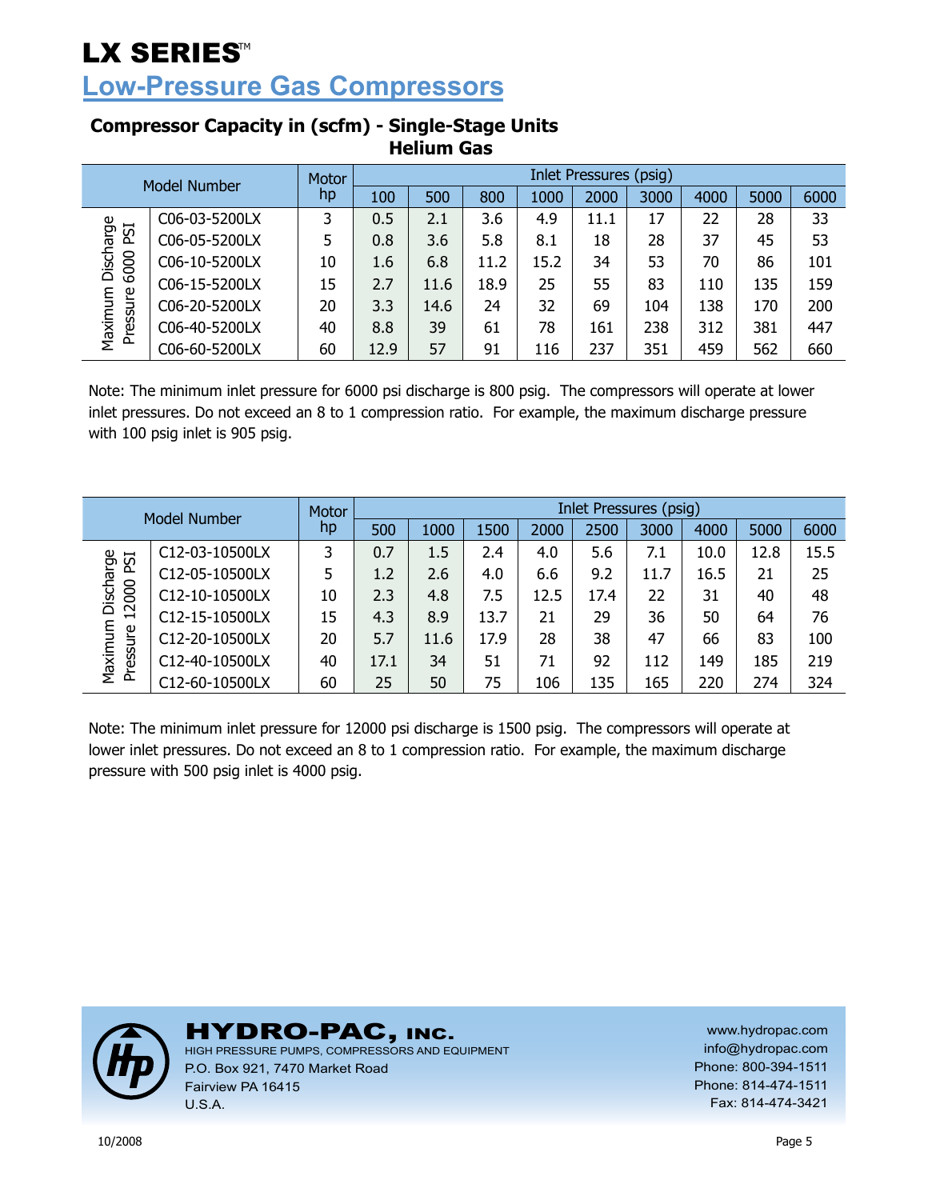# LX SERIES™

## Low-Pressure Gas Compressors

### Compressor Capacity in (scfm) - Single-Stage Units
### Helium Gas

| | Model Number | Motor hp | Inlet Pressures (psig) | | | | | | | | |
|---|---|---|---|---|---|---|---|---|---|---|---|
| | | | 100 | 500 | 800 | 1000 | 2000 | 3000 | 4000 | 5000 | 6000 |
| Maximum Discharge Pressure 6000 PSI | C06-03-5200LX | 3 | 0.5 | 2.1 | 3.6 | 4.9 | 11.1 | 17 | 22 | 28 | 33 |
| | C06-05-5200LX | 5 | 0.8 | 3.6 | 5.8 | 8.1 | 18 | 28 | 37 | 45 | 53 |
| | C06-10-5200LX | 10 | 1.6 | 6.8 | 11.2 | 15.2 | 34 | 53 | 70 | 86 | 101 |
| | C06-15-5200LX | 15 | 2.7 | 11.6 | 18.9 | 25 | 55 | 83 | 110 | 135 | 159 |
| | C06-20-5200LX | 20 | 3.3 | 14.6 | 24 | 32 | 69 | 104 | 138 | 170 | 200 |
| | C06-40-5200LX | 40 | 8.8 | 39 | 61 | 78 | 161 | 238 | 312 | 381 | 447 |
| | C06-60-5200LX | 60 | 12.9 | 57 | 91 | 116 | 237 | 351 | 459 | 562 | 660 |

Note: The minimum inlet pressure for 6000 psi discharge is 800 psig. The compressors will operate at lower inlet pressures. Do not exceed an 8 to 1 compression ratio. For example, the maximum discharge pressure with 100 psig inlet is 905 psig.

| | Model Number | Motor hp | Inlet Pressures (psig) | | | | | | | | |
|---|---|---|---|---|---|---|---|---|---|---|---|
| | | | 500 | 1000 | 1500 | 2000 | 2500 | 3000 | 4000 | 5000 | 6000 |
| Maximum Discharge Pressure 12000 PSI | C12-03-10500LX | 3 | 0.7 | 1.5 | 2.4 | 4.0 | 5.6 | 7.1 | 10.0 | 12.8 | 15.5 |
| | C12-05-10500LX | 5 | 1.2 | 2.6 | 4.0 | 6.6 | 9.2 | 11.7 | 16.5 | 21 | 25 |
| | C12-10-10500LX | 10 | 2.3 | 4.8 | 7.5 | 12.5 | 17.4 | 22 | 31 | 40 | 48 |
| | C12-15-10500LX | 15 | 4.3 | 8.9 | 13.7 | 21 | 29 | 36 | 50 | 64 | 76 |
| | C12-20-10500LX | 20 | 5.7 | 11.6 | 17.9 | 28 | 38 | 47 | 66 | 83 | 100 |
| | C12-40-10500LX | 40 | 17.1 | 34 | 51 | 71 | 92 | 112 | 149 | 185 | 219 |
| | C12-60-10500LX | 60 | 25 | 50 | 75 | 106 | 135 | 165 | 220 | 274 | 324 |

Note: The minimum inlet pressure for 12000 psi discharge is 1500 psig. The compressors will operate at lower inlet pressures. Do not exceed an 8 to 1 compression ratio. For example, the maximum discharge pressure with 500 psig inlet is 4000 psig.

**HYDRO-PAC, INC.**
HIGH PRESSURE PUMPS, COMPRESSORS AND EQUIPMENT
P.O. Box 921, 7470 Market Road
Fairview PA 16415
U.S.A.

www.hydropac.com
info@hydropac.com
Phone: 800-394-1511
Phone: 814-474-1511
Fax: 814-474-3421

10/2008